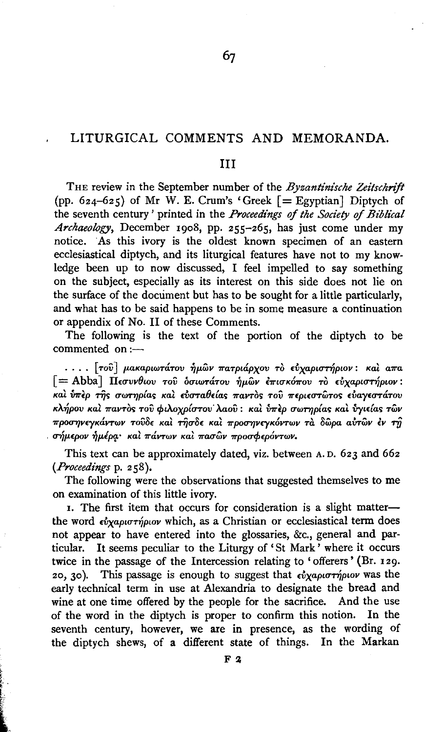# LITURGICAL COMMENTS AND MEMORANDA.

## III

THE review in the September number of the *Byzantinische Zeitschrift* (pp. 624–625) of Mr W. E. Crum's 'Greek [= Egyptian] Diptych of the seventh century' printed in the *Proceedings of the Society of Biblical Archaeology*, December 1908, pp. 255–265, has just come under my notice. As this ivory is the oldest known specimen of an eastern ecclesiastical diptych, and its liturgical features have not to my knowledge been up to now discussed, I feel impelled to say something on the subject, especially as its interest on this side does not lie on the surface of the document but has to be sought for a little particularly, and what has to be said happens to be in some measure a continuation or appendix of No. II of these Comments.

The following is the text of the portion of the diptych to be commented on:—

. . . . [τοῦ] μακαριωτάτου ἡμῶν πατριάρχου τὸ εὐχαριστήριον: καὶ απα [= Abba] Πεσυνθίου τοῦ ὁσιωτάτου ἡμῶν ἐπισκόπου τὸ εὐχαριστήριον: καὶ ὑπὲρ τῆς σωτηρίας καὶ εὐσταθείας παντὸς τοῦ περιεστῶτος εὐαγεστάτου κλήρου καὶ παντὸς τοῦ φιλοχρίστου λαοῦ: καὶ ὑπὲρ σωτηρίας καὶ ὑγιείας τῶν προσηνεγκάντων τοῦδε καὶ τῆσδε καὶ προσηνεγκόντων τὰ δῶρα αὐτῶν ἐν τῇ σήμερον ἡμέρᾳ· καὶ πάντων καὶ πασῶν προσφερόντων.

This text can be approximately dated, viz. between A.D. 623 and 662 (*Proceedings* p. 258).

The following were the observations that suggested themselves to me on examination of this little ivory.

1. The first item that occurs for consideration is a slight matter—the word εὐχαριστήριον which, as a Christian or ecclesiastical term does not appear to have entered into the glossaries, &c., general and particular. It seems peculiar to the Liturgy of 'St Mark' where it occurs twice in the passage of the Intercession relating to 'offerers' (Br. 129. 20, 30). This passage is enough to suggest that εὐχαριστήριον was the early technical term in use at Alexandria to designate the bread and wine at one time offered by the people for the sacrifice. And the use of the word in the diptych is proper to confirm this notion. In the seventh century, however, we are in presence, as the wording of the diptych shews, of a different state of things. In the Markan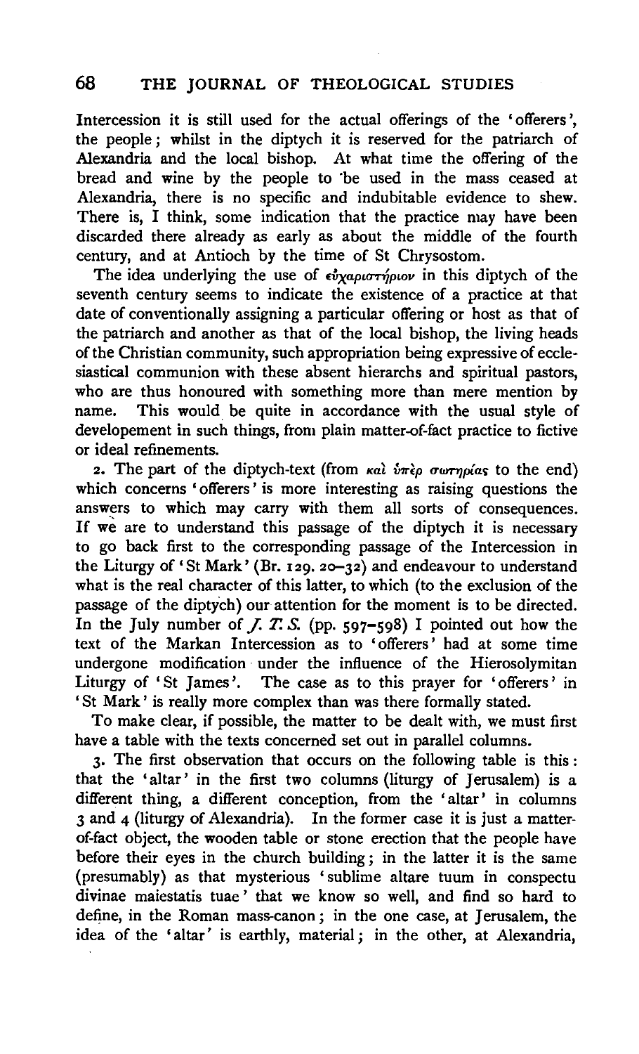Intercession it is still used for the actual offerings of the 'offerers', the people; whilst in the diptych it is reserved for the patriarch of Alexandria and the local bishop. At what time the offering of the bread and wine by the people to be used in the mass ceased at Alexandria, there is no specific and indubitable evidence to shew. There is, I think, some indication that the practice may have been discarded there already as early as about the middle of the fourth century, and at Antioch by the time of St Chrysostom.

The idea underlying the use of εὐχαριστήριον in this diptych of the seventh century seems to indicate the existence of a practice at that date of conventionally assigning a particular offering or host as that of the patriarch and another as that of the local bishop, the living heads of the Christian community, such appropriation being expressive of ecclesiastical communion with these absent hierarchs and spiritual pastors, who are thus honoured with something more than mere mention by name. This would be quite in accordance with the usual style of developement in such things, from plain matter-of-fact practice to fictive or ideal refinements.

2. The part of the diptych-text (from καὶ ὑπὲρ σωτηρίας to the end) which concerns 'offerers' is more interesting as raising questions the answers to which may carry with them all sorts of consequences. If we are to understand this passage of the diptych it is necessary to go back first to the corresponding passage of the Intercession in the Liturgy of 'St Mark' (Br. 129. 20–32) and endeavour to understand what is the real character of this latter, to which (to the exclusion of the passage of the diptych) our attention for the moment is to be directed. In the July number of *J. T. S.* (pp. 597–598) I pointed out how the text of the Markan Intercession as to 'offerers' had at some time undergone modification under the influence of the Hierosolymitan Liturgy of 'St James'. The case as to this prayer for 'offerers' in 'St Mark' is really more complex than was there formally stated.

To make clear, if possible, the matter to be dealt with, we must first have a table with the texts concerned set out in parallel columns.

3. The first observation that occurs on the following table is this: that the 'altar' in the first two columns (liturgy of Jerusalem) is a different thing, a different conception, from the 'altar' in columns 3 and 4 (liturgy of Alexandria). In the former case it is just a matter-of-fact object, the wooden table or stone erection that the people have before their eyes in the church building; in the latter it is the same (presumably) as that mysterious 'sublime altare tuum in conspectu divinae maiestatis tuae' that we know so well, and find so hard to define, in the Roman mass-canon; in the one case, at Jerusalem, the idea of the 'altar' is earthly, material; in the other, at Alexandria,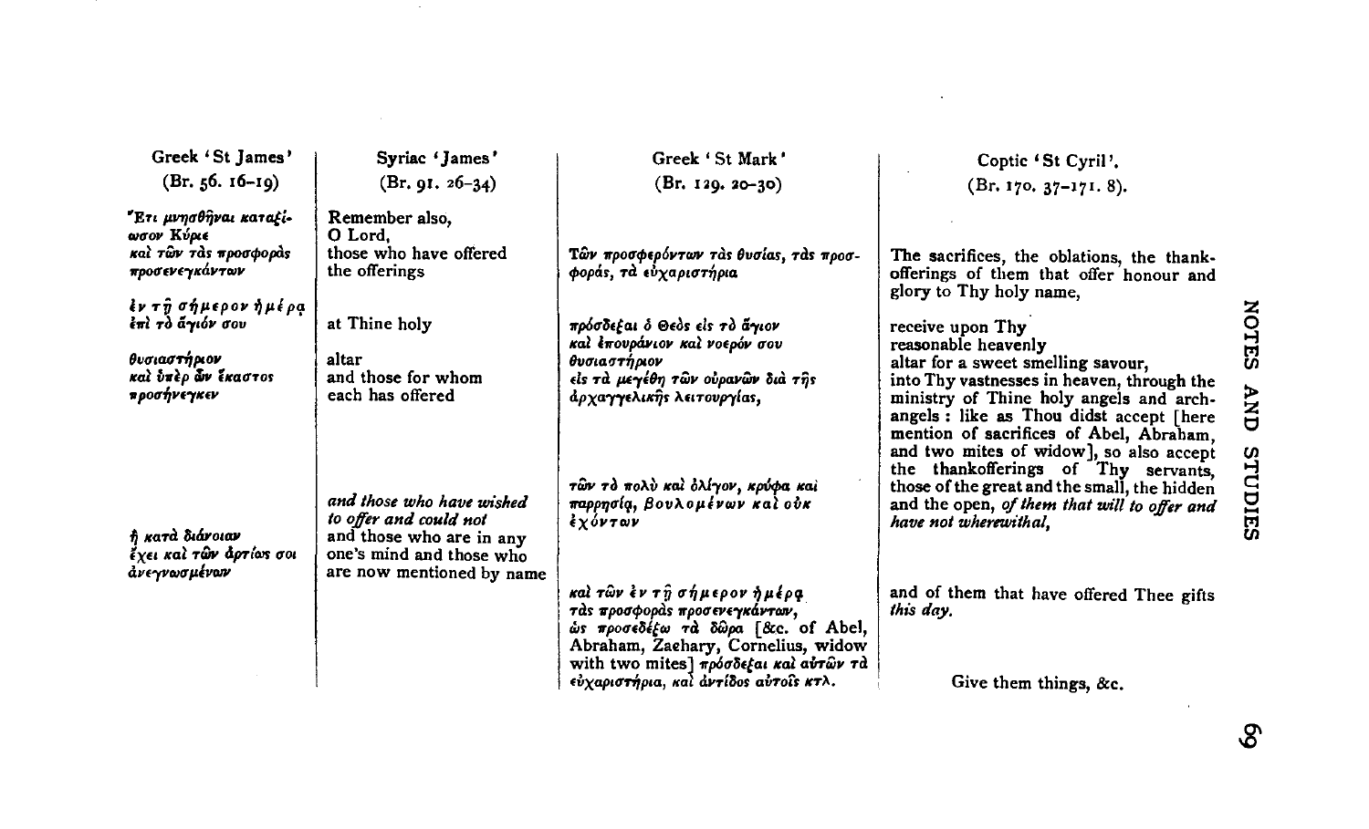| Greek 'St James' (Br. 56. 16–19) | Syriac 'James' (Br. 91. 26–34) | Greek 'St Mark' (Br. 129. 20–30) | Coptic 'St Cyril'. (Br. 170. 37–171. 8). |
|---|---|---|---|
| Ἔτι μνησθῆναι καταξίωσον Κύριε καὶ τῶν τὰς προσφορὰς προσενεγκάντων | Remember also, O Lord, those who have offered the offerings | Τῶν προσφερόντων τὰς θυσίας, τὰς προσφοράς, τὰ εὐχαριστήρια | The sacrifices, the oblations, the thank-offerings of them that offer honour and glory to Thy holy name, |
| ἐν τῇ σήμερον ἡμέρᾳ ἐπὶ τὸ ἅγιόν σου | at Thine holy | πρόσδεξαι ὁ Θεὸς εἰς τὸ ἅγιον καὶ ἐπουράνιον καὶ νοερόν σου | receive upon Thy reasonable heavenly |
| θυσιαστήριον καὶ ὑπὲρ ὧν ἕκαστος προσήνεγκεν | altar and those for whom each has offered | θυσιαστήριον εἰς τὰ μεγέθη τῶν οὐρανῶν διὰ τῆς ἀρχαγγελικῆς λειτουργίας, | altar for a sweet smelling savour, into Thy vastnesses in heaven, through the ministry of Thine holy angels and archangels : like as Thou didst accept [here mention of sacrifices of Abel, Abraham, and two mites of widow], so also accept the thankofferings of Thy servants, |
| | *and those who have wished to offer and could not* | τῶν τὸ πολὺ καὶ ὀλίγον, κρύφα καὶ παρρησίᾳ, βουλομένων καὶ οὐκ ἐχόντων | those of the great and the small, the hidden and the open, *of them that will to offer and have not wherewithal,* |
| ἢ κατὰ διάνοιαν ἔχει καὶ τῶν ἀρτίως σοι ἀνεγνωσμένων | and those who are in any one's mind and those who are now mentioned by name | | |
| | | καὶ τῶν ἐν τῇ σήμερον ἡμέρᾳ τὰς προσφορὰς προσενεγκάντων, ὡς προσεδέξω τὰ δῶρα [&c. of Abel, Abraham, Zachary, Cornelius, widow with two mites] πρόσδεξαι καὶ αὐτῶν τὰ εὐχαριστήρια, καὶ ἀντίδος αὐτοῖς κτλ. | and of them that have offered Thee gifts *this day.* Give them things, &c. |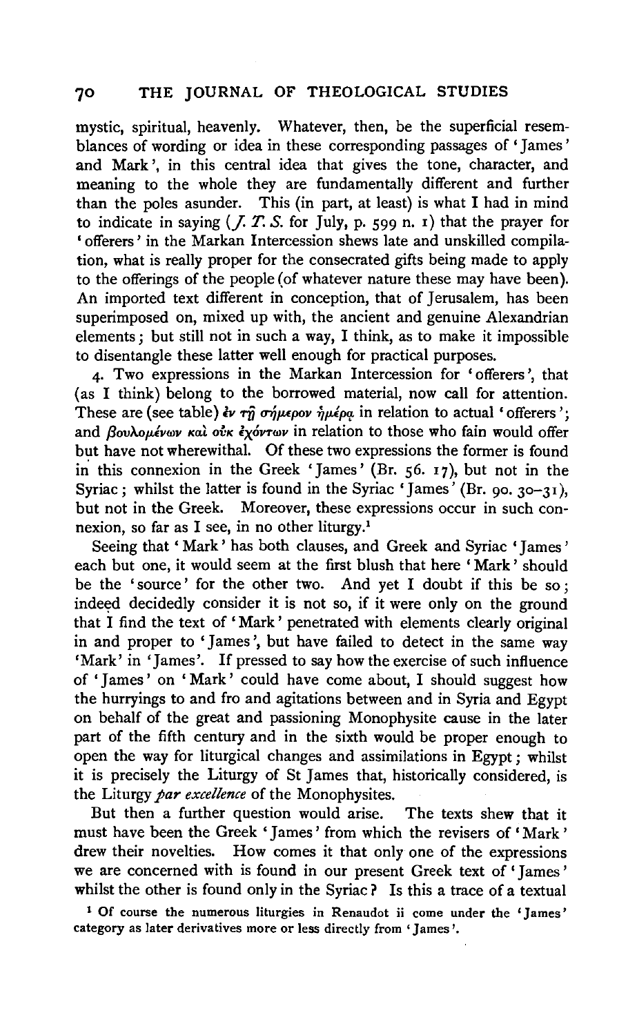mystic, spiritual, heavenly. Whatever, then, be the superficial resemblances of wording or idea in these corresponding passages of 'James' and Mark', in this central idea that gives the tone, character, and meaning to the whole they are fundamentally different and further than the poles asunder. This (in part, at least) is what I had in mind to indicate in saying (*J. T. S.* for July, p. 599 n. 1) that the prayer for 'offerers' in the Markan Intercession shews late and unskilled compilation, what is really proper for the consecrated gifts being made to apply to the offerings of the people (of whatever nature these may have been). An imported text different in conception, that of Jerusalem, has been superimposed on, mixed up with, the ancient and genuine Alexandrian elements; but still not in such a way, I think, as to make it impossible to disentangle these latter well enough for practical purposes.

4. Two expressions in the Markan Intercession for 'offerers', that (as I think) belong to the borrowed material, now call for attention. These are (see table) ἐν τῇ σήμερον ἡμέρᾳ in relation to actual 'offerers'; and βουλομένων καὶ οὐκ ἐχόντων in relation to those who fain would offer but have not wherewithal. Of these two expressions the former is found in this connexion in the Greek 'James' (Br. 56. 17), but not in the Syriac; whilst the latter is found in the Syriac 'James' (Br. 90. 30–31), but not in the Greek. Moreover, these expressions occur in such connexion, so far as I see, in no other liturgy.[1]

Seeing that 'Mark' has both clauses, and Greek and Syriac 'James' each but one, it would seem at the first blush that here 'Mark' should be the 'source' for the other two. And yet I doubt if this be so; indeed decidedly consider it is not so, if it were only on the ground that I find the text of 'Mark' penetrated with elements clearly original in and proper to 'James', but have failed to detect in the same way 'Mark' in 'James'. If pressed to say how the exercise of such influence of 'James' on 'Mark' could have come about, I should suggest how the hurryings to and fro and agitations between and in Syria and Egypt on behalf of the great and passioning Monophysite cause in the later part of the fifth century and in the sixth would be proper enough to open the way for liturgical changes and assimilations in Egypt; whilst it is precisely the Liturgy of St James that, historically considered, is the Liturgy *par excellence* of the Monophysites.

But then a further question would arise. The texts shew that it must have been the Greek 'James' from which the revisers of 'Mark' drew their novelties. How comes it that only one of the expressions we are concerned with is found in our present Greek text of 'James' whilst the other is found only in the Syriac? Is this a trace of a textual

[1] Of course the numerous liturgies in Renaudot ii come under the 'James' category as later derivatives more or less directly from 'James'.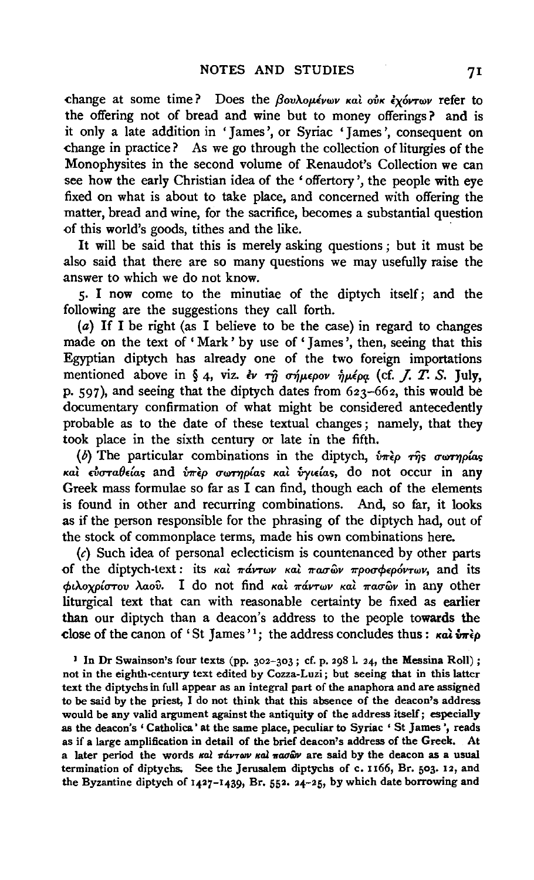change at some time? Does the βουλομένων καὶ οὐκ ἐχόντων refer to the offering not of bread and wine but to money offerings? and is it only a late addition in 'James', or Syriac 'James', consequent on change in practice? As we go through the collection of liturgies of the Monophysites in the second volume of Renaudot's Collection we can see how the early Christian idea of the 'offertory', the people with eye fixed on what is about to take place, and concerned with offering the matter, bread and wine, for the sacrifice, becomes a substantial question of this world's goods, tithes and the like.

It will be said that this is merely asking questions; but it must be also said that there are so many questions we may usefully raise the answer to which we do not know.

5. I now come to the minutiae of the diptych itself; and the following are the suggestions they call forth.

(*a*) If I be right (as I believe to be the case) in regard to changes made on the text of 'Mark' by use of 'James', then, seeing that this Egyptian diptych has already one of the two foreign importations mentioned above in § 4, viz. ἐν τῇ σήμερον ἡμέρᾳ (cf. *J. T. S.* July, p. 597), and seeing that the diptych dates from 623–662, this would be documentary confirmation of what might be considered antecedently probable as to the date of these textual changes; namely, that they took place in the sixth century or late in the fifth.

(*b*) The particular combinations in the diptych, ὑπὲρ τῆς σωτηρίας καὶ εὐσταθείας and ὑπὲρ σωτηρίας καὶ ὑγιείας, do not occur in any Greek mass formulae so far as I can find, though each of the elements is found in other and recurring combinations. And, so far, it looks as if the person responsible for the phrasing of the diptych had, out of the stock of commonplace terms, made his own combinations here.

(*c*) Such idea of personal eclecticism is countenanced by other parts of the diptych-text: its καὶ πάντων καὶ πασῶν προσφερόντων, and its φιλοχρίστου λαοῦ. I do not find καὶ πάντων καὶ πασῶν in any other liturgical text that can with reasonable certainty be fixed as earlier than our diptych than a deacon's address to the people towards the close of the canon of 'St James'[1]; the address concludes thus: καὶ ὑπὲρ

[1] In Dr Swainson's four texts (pp. 302–303; cf. p. 298 l. 24, the Messina Roll); not in the eighth-century text edited by Cozza-Luzi; but seeing that in this latter text the diptychs in full appear as an integral part of the anaphora and are assigned to be said by the priest, I do not think that this absence of the deacon's address would be any valid argument against the antiquity of the address itself; especially as the deacon's 'Catholica' at the same place, peculiar to Syriac 'St James', reads as if a large amplification in detail of the brief deacon's address of the Greek. At a later period the words καὶ πάντων καὶ πασῶν are said by the deacon as a usual termination of diptychs. See the Jerusalem diptychs of c. 1166, Br. 503. 12, and the Byzantine diptych of 1427–1439, Br. 552. 24–25, by which date borrowing and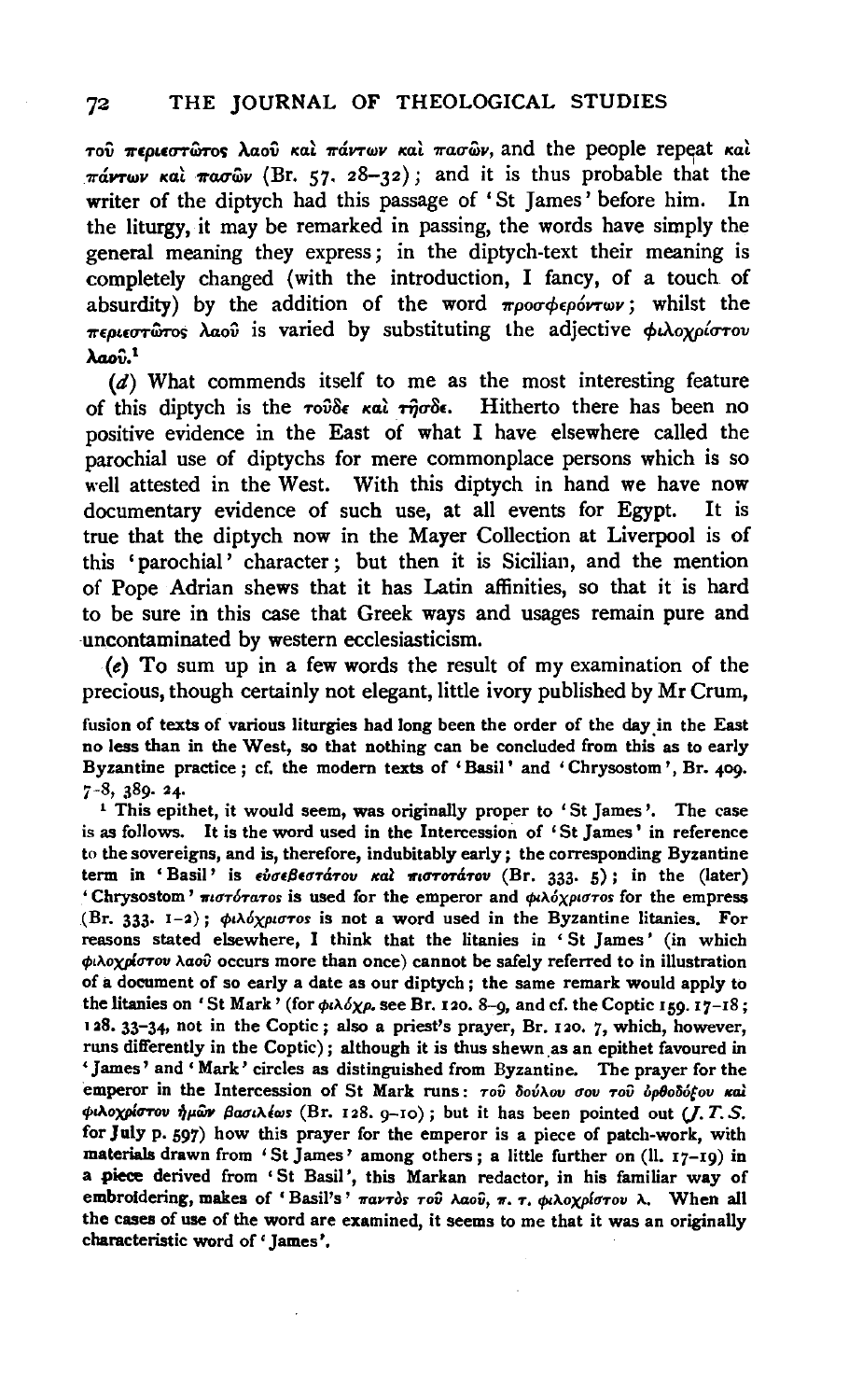τοῦ περιεστῶτος λαοῦ καὶ πάντων καὶ πασῶν, and the people repeat καὶ πάντων καὶ πασῶν (Br. 57. 28–32); and it is thus probable that the writer of the diptych had this passage of 'St James' before him. In the liturgy, it may be remarked in passing, the words have simply the general meaning they express; in the diptych-text their meaning is completely changed (with the introduction, I fancy, of a touch of absurdity) by the addition of the word προσφερόντων; whilst the περιεστῶτος λαοῦ is varied by substituting the adjective φιλοχρίστου λαοῦ.[1]

(*d*) What commends itself to me as the most interesting feature of this diptych is the τοῦδε καὶ τῆσδε. Hitherto there has been no positive evidence in the East of what I have elsewhere called the parochial use of diptychs for mere commonplace persons which is so well attested in the West. With this diptych in hand we have now documentary evidence of such use, at all events for Egypt. It is true that the diptych now in the Mayer Collection at Liverpool is of this 'parochial' character; but then it is Sicilian, and the mention of Pope Adrian shews that it has Latin affinities, so that it is hard to be sure in this case that Greek ways and usages remain pure and uncontaminated by western ecclesiasticism.

(*e*) To sum up in a few words the result of my examination of the precious, though certainly not elegant, little ivory published by Mr Crum,

fusion of texts of various liturgies had long been the order of the day in the East no less than in the West, so that nothing can be concluded from this as to early Byzantine practice; cf. the modern texts of 'Basil' and 'Chrysostom', Br. 409. 7–8, 389. 24.

[1] This epithet, it would seem, was originally proper to 'St James'. The case is as follows. It is the word used in the Intercession of 'St James' in reference to the sovereigns, and is, therefore, indubitably early; the corresponding Byzantine term in 'Basil' is εὐσεβεστάτου καὶ πιστοτάτου (Br. 333. 5); in the (later) 'Chrysostom' πιστότατος is used for the emperor and φιλόχριστος for the empress (Br. 333. 1–2); φιλόχριστος is not a word used in the Byzantine litanies. For reasons stated elsewhere, I think that the litanies in 'St James' (in which φιλοχρίστου λαοῦ occurs more than once) cannot be safely referred to in illustration of a document of so early a date as our diptych; the same remark would apply to the litanies on 'St Mark' (for φιλόχρ. see Br. 120. 8–9, and cf. the Coptic 159. 17–18; 128. 33–34, not in the Coptic; also a priest's prayer, Br. 120. 7, which, however, runs differently in the Coptic); although it is thus shewn as an epithet favoured in 'James' and 'Mark' circles as distinguished from Byzantine. The prayer for the emperor in the Intercession of St Mark runs: τοῦ δούλου σου τοῦ ὀρθοδόξου καὶ φιλοχρίστου ἡμῶν βασιλέως (Br. 128. 9–10); but it has been pointed out (*J. T. S.* for July p. 597) how this prayer for the emperor is a piece of patch-work, with materials drawn from 'St James' among others; a little further on (ll. 17–19) in a piece derived from 'St Basil', this Markan redactor, in his familiar way of embroidering, makes of 'Basil's' παντὸς τοῦ λαοῦ, π. τ. φιλοχρίστου λ. When all the cases of use of the word are examined, it seems to me that it was an originally characteristic word of 'James'.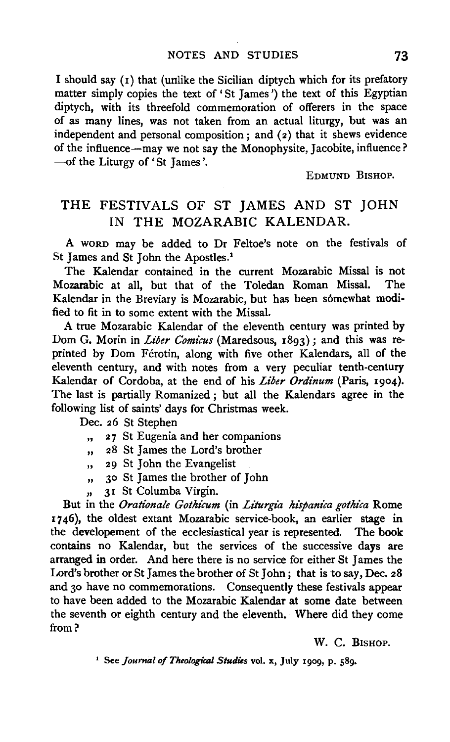I should say (1) that (unlike the Sicilian diptych which for its prefatory matter simply copies the text of 'St James') the text of this Egyptian diptych, with its threefold commemoration of offerers in the space of as many lines, was not taken from an actual liturgy, but was an independent and personal composition; and (2) that it shews evidence of the influence—may we not say the Monophysite, Jacobite, influence?—of the Liturgy of 'St James'.

EDMUND BISHOP.

## THE FESTIVALS OF ST JAMES AND ST JOHN IN THE MOZARABIC KALENDAR.

A WORD may be added to Dr Feltoe's note on the festivals of St James and St John the Apostles.[1]

The Kalendar contained in the current Mozarabic Missal is not Mozarabic at all, but that of the Toledan Roman Missal. The Kalendar in the Breviary is Mozarabic, but has been sómewhat modified to fit in to some extent with the Missal.

A true Mozarabic Kalendar of the eleventh century was printed by Dom G. Morin in *Liber Comicus* (Maredsous, 1893); and this was reprinted by Dom Férotin, along with five other Kalendars, all of the eleventh century, and with notes from a very peculiar tenth-century Kalendar of Cordoba, at the end of his *Liber Ordinum* (Paris, 1904). The last is partially Romanized; but all the Kalendars agree in the following list of saints' days for Christmas week.

Dec. 26 St Stephen
,, 27 St Eugenia and her companions
,, 28 St James the Lord's brother
,, 29 St John the Evangelist
,, 30 St James the brother of John
,, 31 St Columba Virgin.

But in the *Orationale Gothicum* (in *Liturgia hispanica gothica* Rome 1746), the oldest extant Mozarabic service-book, an earlier stage in the developement of the ecclesiastical year is represented. The book contains no Kalendar, but the services of the successive days are arranged in order. And here there is no service for either St James the Lord's brother or St James the brother of St John; that is to say, Dec. 28 and 30 have no commemorations. Consequently these festivals appear to have been added to the Mozarabic Kalendar at some date between the seventh or eighth century and the eleventh. Where did they come from?

W. C. BISHOP.

[1] See *Journal of Theological Studies* vol. x, July 1909, p. 589.